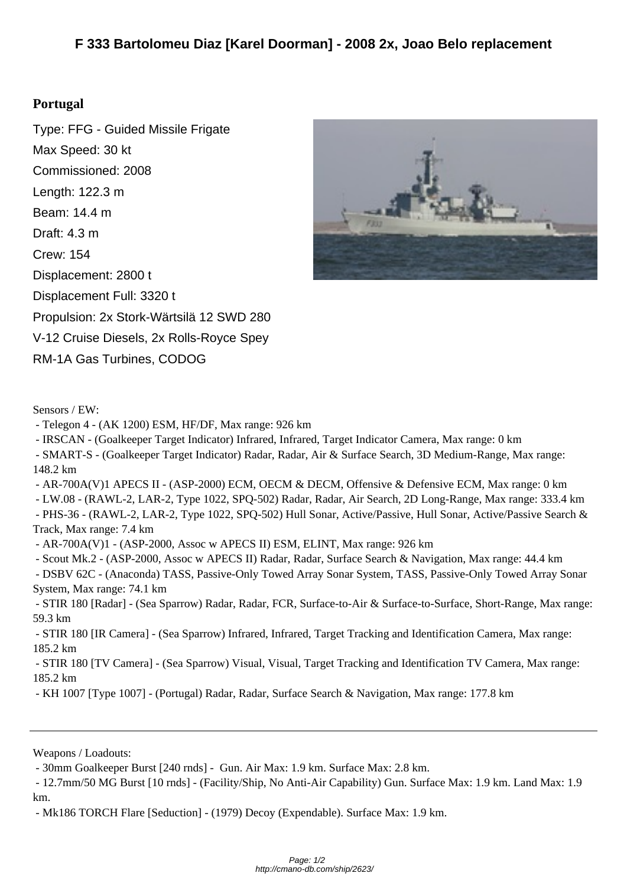# F 333 Bartolomeu Diaz [Karel Doorman] - 2008 2x, Joao Belo replacement

## Portugal

Type: FFG - Guided Missile Frigate

Max Speed: 30 kt

Commissioned: 2008

Length: 122.3 m

Beam: 14.4 m

Draft: 4.3 m

Crew: 154

Displacement: 2800 t

Displacement Full: 3320 t

Propulsion: 2x Stork-Wärtsilä 12 SWD 280 V-12 Cruise Diesels, 2x Rolls-Royce Spey RM-1A Gas Turbines, CODOG

Sensors / EW:

- Telegon 4 - (AK 1200) ESM, HF/DF, Max range: 926 km
- IRSCAN - (Goalkeeper Target Indicator) Infrared, Infrared, Target Indicator Camera, Max range: 0 km
- SMART-S - (Goalkeeper Target Indicator) Radar, Radar, Air & Surface Search, 3D Medium-Range, Max range: 148.2 km
- AR-700A(V)1 APECS II - (ASP-2000) ECM, OECM & DECM, Offensive & Defensive ECM, Max range: 0 km
- LW.08 - (RAWL-2, LAR-2, Type 1022, SPQ-502) Radar, Radar, Air Search, 2D Long-Range, Max range: 333.4 km
- PHS-36 - (RAWL-2, LAR-2, Type 1022, SPQ-502) Hull Sonar, Active/Passive, Hull Sonar, Active/Passive Search & Track, Max range: 7.4 km
- AR-700A(V)1 - (ASP-2000, Assoc w APECS II) ESM, ELINT, Max range: 926 km
- Scout Mk.2 - (ASP-2000, Assoc w APECS II) Radar, Radar, Surface Search & Navigation, Max range: 44.4 km
- DSBV 62C - (Anaconda) TASS, Passive-Only Towed Array Sonar System, TASS, Passive-Only Towed Array Sonar System, Max range: 74.1 km
- STIR 180 [Radar] - (Sea Sparrow) Radar, Radar, FCR, Surface-to-Air & Surface-to-Surface, Short-Range, Max range: 59.3 km
- STIR 180 [IR Camera] - (Sea Sparrow) Infrared, Infrared, Target Tracking and Identification Camera, Max range: 185.2 km
- STIR 180 [TV Camera] - (Sea Sparrow) Visual, Visual, Target Tracking and Identification TV Camera, Max range: 185.2 km
- KH 1007 [Type 1007] - (Portugal) Radar, Radar, Surface Search & Navigation, Max range: 177.8 km

---

Weapons / Loadouts:

- 30mm Goalkeeper Burst [240 rnds] - Gun. Air Max: 1.9 km. Surface Max: 2.8 km.
- 12.7mm/50 MG Burst [10 rnds] - (Facility/Ship, No Anti-Air Capability) Gun. Surface Max: 1.9 km. Land Max: 1.9 km.
- Mk186 TORCH Flare [Seduction] - (1979) Decoy (Expendable). Surface Max: 1.9 km.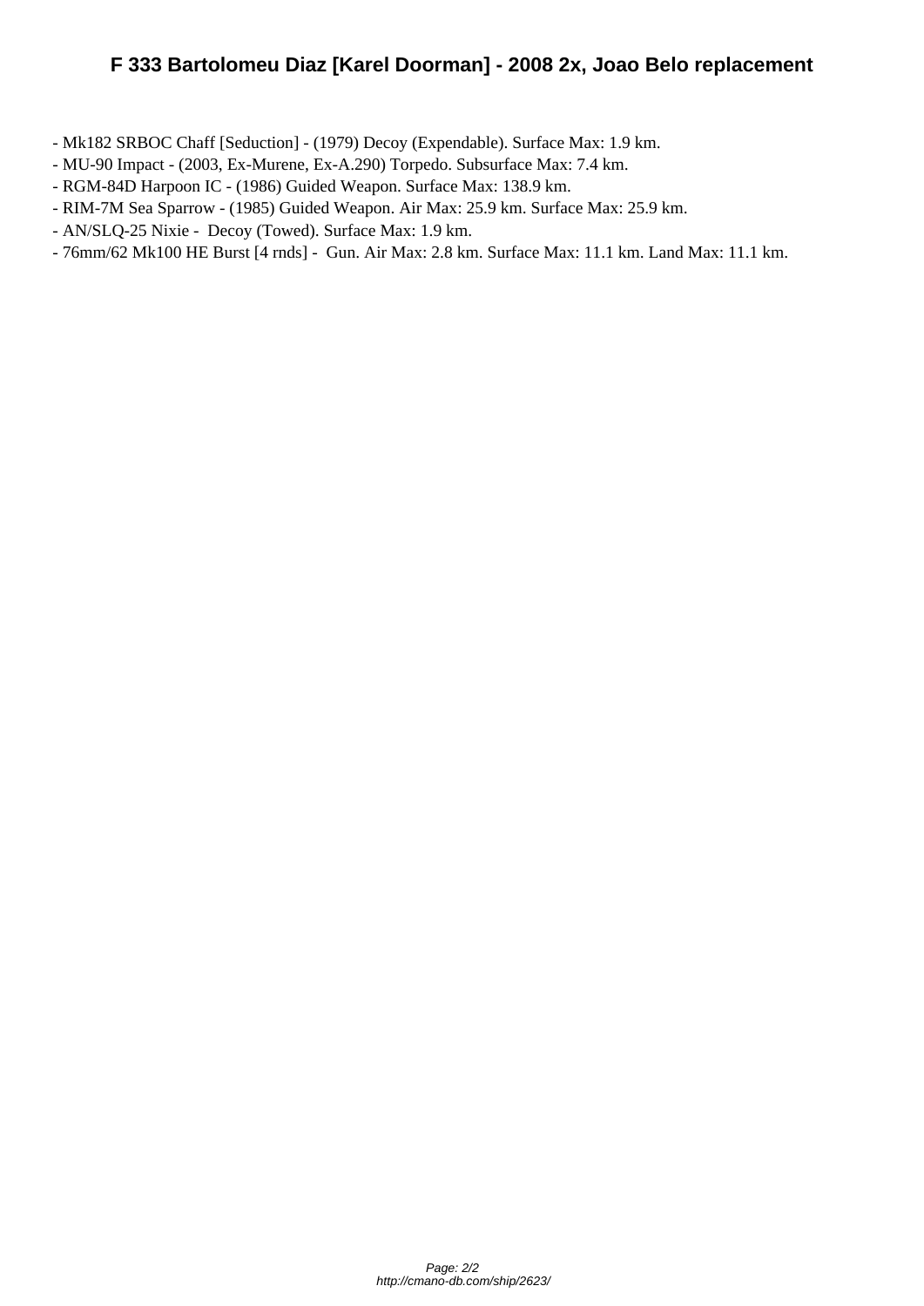# F 333 Bartolomeu Diaz [Karel Doorman] - 2008 2x, Joao Belo replacement

- Mk182 SRBOC Chaff [Seduction] - (1979) Decoy (Expendable). Surface Max: 1.9 km.
- MU-90 Impact - (2003, Ex-Murene, Ex-A.290) Torpedo. Subsurface Max: 7.4 km.
- RGM-84D Harpoon IC - (1986) Guided Weapon. Surface Max: 138.9 km.
- RIM-7M Sea Sparrow - (1985) Guided Weapon. Air Max: 25.9 km. Surface Max: 25.9 km.
- AN/SLQ-25 Nixie - Decoy (Towed). Surface Max: 1.9 km.
- 76mm/62 Mk100 HE Burst [4 rnds] - Gun. Air Max: 2.8 km. Surface Max: 11.1 km. Land Max: 11.1 km.